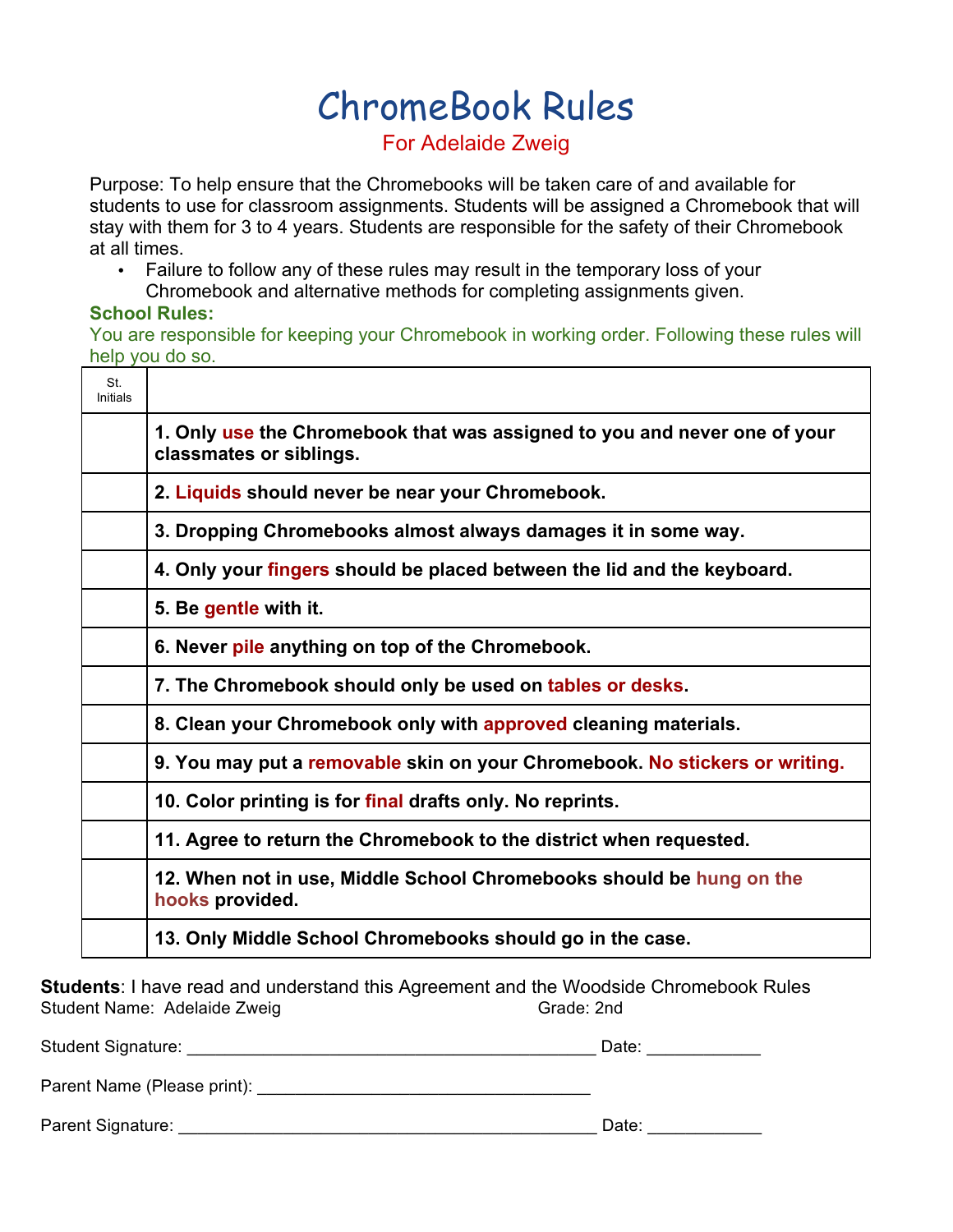# ChromeBook Rules

For Adelaide Zweig

Purpose: To help ensure that the Chromebooks will be taken care of and available for students to use for classroom assignments. Students will be assigned a Chromebook that will stay with them for 3 to 4 years. Students are responsible for the safety of their Chromebook at all times.

- Failure to follow any of these rules may result in the temporary loss of your Chromebook and alternative methods for completing assignments given.

**School Rules:**

You are responsible for keeping your Chromebook in working order. Following these rules will help you do so.

| St. Initials | |
|---|---|
| | **1. Only use the Chromebook that was assigned to you and never one of your classmates or siblings.** |
| | **2. Liquids should never be near your Chromebook.** |
| | **3. Dropping Chromebooks almost always damages it in some way.** |
| | **4. Only your fingers should be placed between the lid and the keyboard.** |
| | **5. Be gentle with it.** |
| | **6. Never pile anything on top of the Chromebook.** |
| | **7. The Chromebook should only be used on tables or desks.** |
| | **8. Clean your Chromebook only with approved cleaning materials.** |
| | **9. You may put a removable skin on your Chromebook. No stickers or writing.** |
| | **10. Color printing is for final drafts only. No reprints.** |
| | **11. Agree to return the Chromebook to the district when requested.** |
| | **12. When not in use, Middle School Chromebooks should be hung on the hooks provided.** |
| | **13. Only Middle School Chromebooks should go in the case.** |

**Students**: I have read and understand this Agreement and the Woodside Chromebook Rules

Student Name: Adelaide Zweig Grade: 2nd

Student Signature: ________________________________________ Date: ____________

Parent Name (Please print): ___________________________________

Parent Signature: ___________________________________________ Date: ____________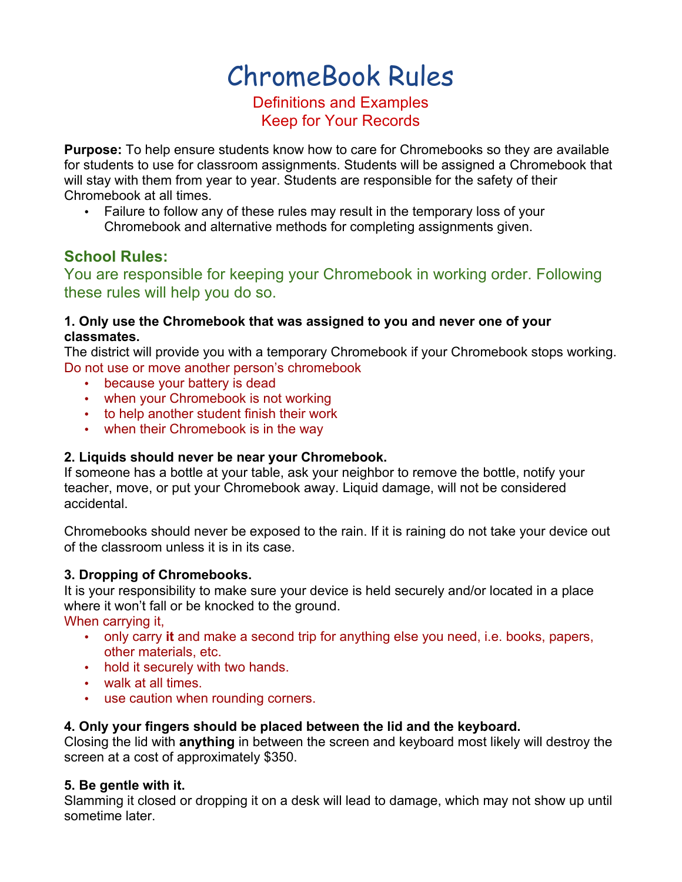# ChromeBook Rules

Definitions and Examples
Keep for Your Records

**Purpose:** To help ensure students know how to care for Chromebooks so they are available for students to use for classroom assignments. Students will be assigned a Chromebook that will stay with them from year to year. Students are responsible for the safety of their Chromebook at all times.

- Failure to follow any of these rules may result in the temporary loss of your Chromebook and alternative methods for completing assignments given.

## School Rules:

You are responsible for keeping your Chromebook in working order. Following these rules will help you do so.

**1. Only use the Chromebook that was assigned to you and never one of your classmates.**

The district will provide you with a temporary Chromebook if your Chromebook stops working.

Do not use or move another person's chromebook

- because your battery is dead
- when your Chromebook is not working
- to help another student finish their work
- when their Chromebook is in the way

**2. Liquids should never be near your Chromebook.**

If someone has a bottle at your table, ask your neighbor to remove the bottle, notify your teacher, move, or put your Chromebook away. Liquid damage, will not be considered accidental.

Chromebooks should never be exposed to the rain. If it is raining do not take your device out of the classroom unless it is in its case.

**3. Dropping of Chromebooks.**

It is your responsibility to make sure your device is held securely and/or located in a place where it won't fall or be knocked to the ground.

When carrying it,

- only carry **it** and make a second trip for anything else you need, i.e. books, papers, other materials, etc.
- hold it securely with two hands.
- walk at all times.
- use caution when rounding corners.

**4. Only your fingers should be placed between the lid and the keyboard.**

Closing the lid with **anything** in between the screen and keyboard most likely will destroy the screen at a cost of approximately $350.

**5. Be gentle with it.**

Slamming it closed or dropping it on a desk will lead to damage, which may not show up until sometime later.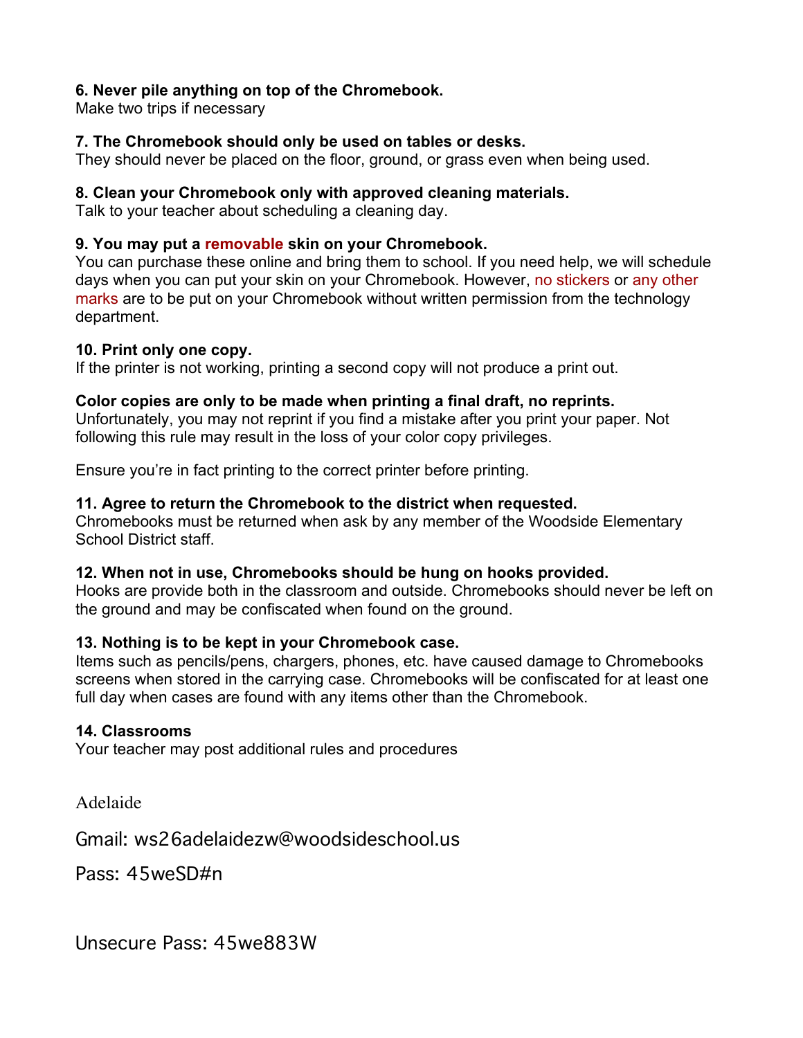**6. Never pile anything on top of the Chromebook.**
Make two trips if necessary

**7. The Chromebook should only be used on tables or desks.**
They should never be placed on the floor, ground, or grass even when being used.

**8. Clean your Chromebook only with approved cleaning materials.**
Talk to your teacher about scheduling a cleaning day.

**9. You may put a removable skin on your Chromebook.**
You can purchase these online and bring them to school. If you need help, we will schedule days when you can put your skin on your Chromebook. However, no stickers or any other marks are to be put on your Chromebook without written permission from the technology department.

**10. Print only one copy.**
If the printer is not working, printing a second copy will not produce a print out.

**Color copies are only to be made when printing a final draft, no reprints.**
Unfortunately, you may not reprint if you find a mistake after you print your paper. Not following this rule may result in the loss of your color copy privileges.

Ensure you're in fact printing to the correct printer before printing.

**11. Agree to return the Chromebook to the district when requested.**
Chromebooks must be returned when ask by any member of the Woodside Elementary School District staff.

**12. When not in use, Chromebooks should be hung on hooks provided.**
Hooks are provide both in the classroom and outside. Chromebooks should never be left on the ground and may be confiscated when found on the ground.

**13. Nothing is to be kept in your Chromebook case.**
Items such as pencils/pens, chargers, phones, etc. have caused damage to Chromebooks screens when stored in the carrying case. Chromebooks will be confiscated for at least one full day when cases are found with any items other than the Chromebook.

**14. Classrooms**
Your teacher may post additional rules and procedures

Adelaide

Gmail: ws26adelaidezw@woodsideschool.us

Pass: 45weSD#n

Unsecure Pass: 45we883W